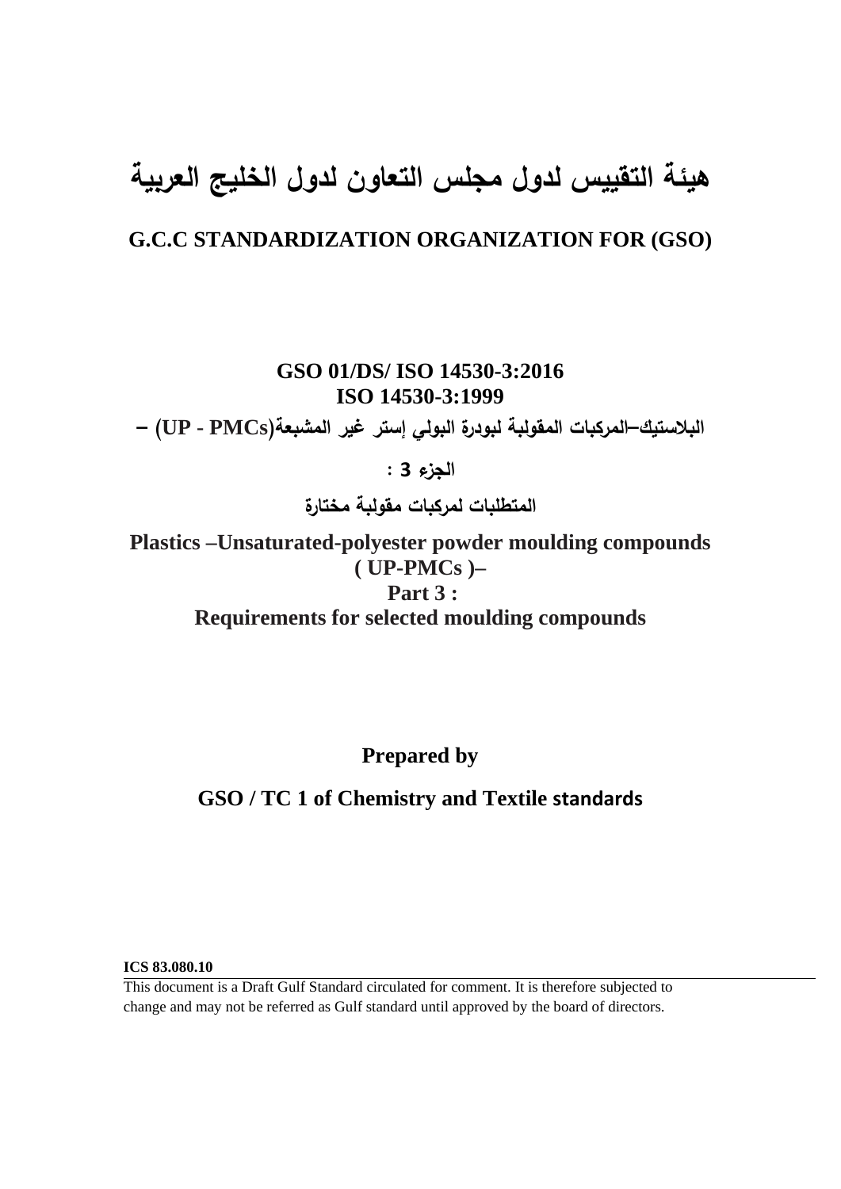# هيئة التقييس لدول مجلس التعاون لدول الخليج العربية

## G.C.C STANDARDIZATION ORGANIZATION FOR (GSO)

**GSO 01/DS/ ISO 14530-3:2016**
**ISO 14530-3:1999**

**البلاستيك–المركبات المقولبة لبودرة البولي إستر غير المشبعة(UP - PMCs) –**

**الجزء 3 :**

**المتطلبات لمركبات مقولبة مختارة**

**Plastics –Unsaturated-polyester powder moulding compounds ( UP-PMCs )–**
**Part 3 :**
**Requirements for selected moulding compounds**

**Prepared by**

**GSO / TC 1 of Chemistry and Textile standards**

**ICS 83.080.10**

This document is a Draft Gulf Standard circulated for comment. It is therefore subjected to change and may not be referred as Gulf standard until approved by the board of directors.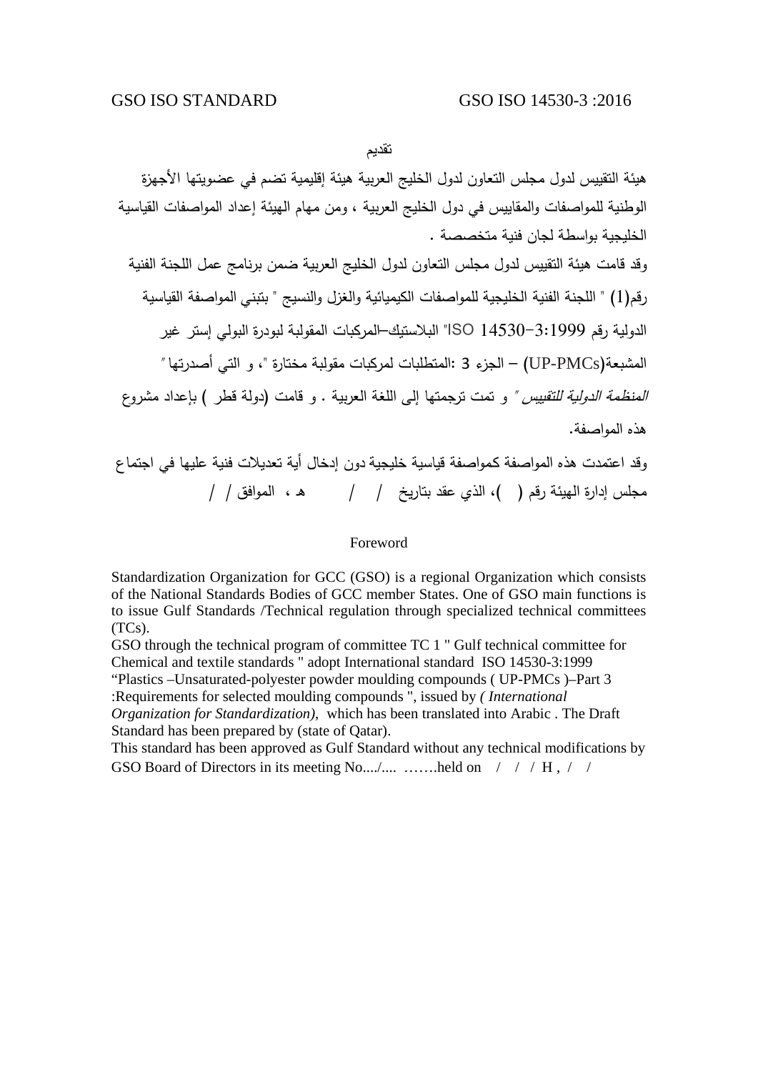## تقديم

هيئة التقييس لدول مجلس التعاون لدول الخليج العربية هيئة إقليمية تضم في عضويتها الأجهزة الوطنية للمواصفات والمقاييس في دول الخليج العربية ، ومن مهام الهيئة إعداد المواصفات القياسية الخليجية بواسطة لجان فنية متخصصة .

وقد قامت هيئة التقييس لدول مجلس التعاون لدول الخليج العربية ضمن برنامج عمل اللجنة الفنية رقم(1) " اللجنة الفنية الخليجية للمواصفات الكيميائية والغزل والنسيج " بتبني المواصفة القياسية الدولية رقم ISO 14530-3:1999" البلاستيك–المركبات المقولبة لبودرة البولي إستر غير المشبعة(UP-PMCs) – الجزء 3 :المتطلبات لمركبات مقولبة مختارة "، و التي أصدرتها " *المنظمة الدولية للتقييس* " و تمت ترجمتها إلى اللغة العربية . و قامت (دولة قطر ) بإعداد مشروع هذه المواصفة.

وقد اعتمدت هذه المواصفة كمواصفة قياسية خليجية دون إدخال أية تعديلات فنية عليها في اجتماع مجلس إدارة الهيئة رقم ( )، الذي عقد بتاريخ / / هـ ، الموافق / / 

## Foreword

Standardization Organization for GCC (GSO) is a regional Organization which consists of the National Standards Bodies of GCC member States. One of GSO main functions is to issue Gulf Standards /Technical regulation through specialized technical committees (TCs).

GSO through the technical program of committee TC 1 " Gulf technical committee for Chemical and textile standards " adopt International standard ISO 14530-3:1999 “Plastics –Unsaturated-polyester powder moulding compounds ( UP-PMCs )–Part 3 :Requirements for selected moulding compounds ", issued by *( International Organization for Standardization)*, which has been translated into Arabic . The Draft Standard has been prepared by (state of Qatar).

This standard has been approved as Gulf Standard without any technical modifications by GSO Board of Directors in its meeting No..../.... …….held on / / / H , / /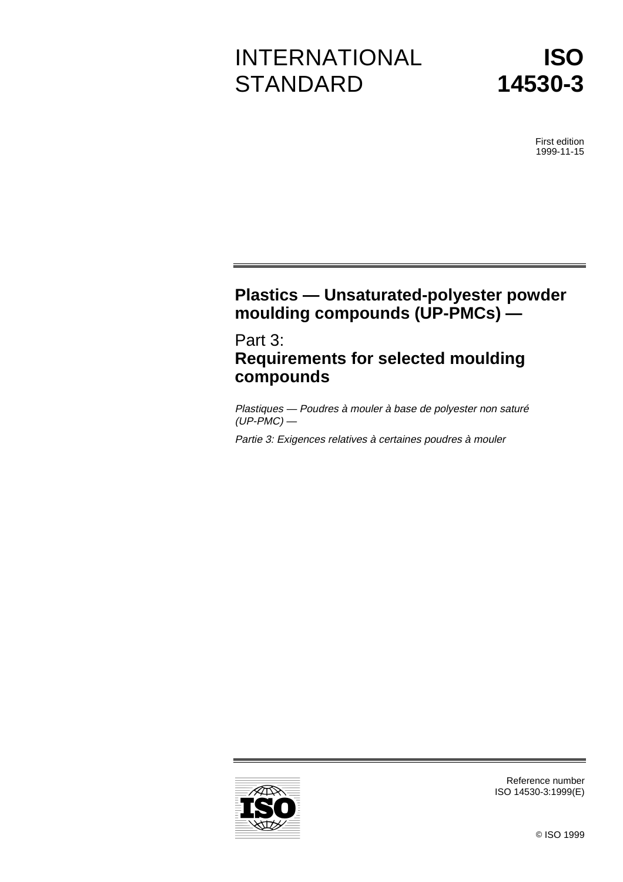# INTERNATIONAL STANDARD

# ISO 14530-3

First edition
1999-11-15

## Plastics — Unsaturated-polyester powder moulding compounds (UP-PMCs) —

## Part 3:
## Requirements for selected moulding compounds

*Plastiques — Poudres à mouler à base de polyester non saturé (UP-PMC) —*

*Partie 3: Exigences relatives à certaines poudres à mouler*

Reference number
ISO 14530-3:1999(E)

© ISO 1999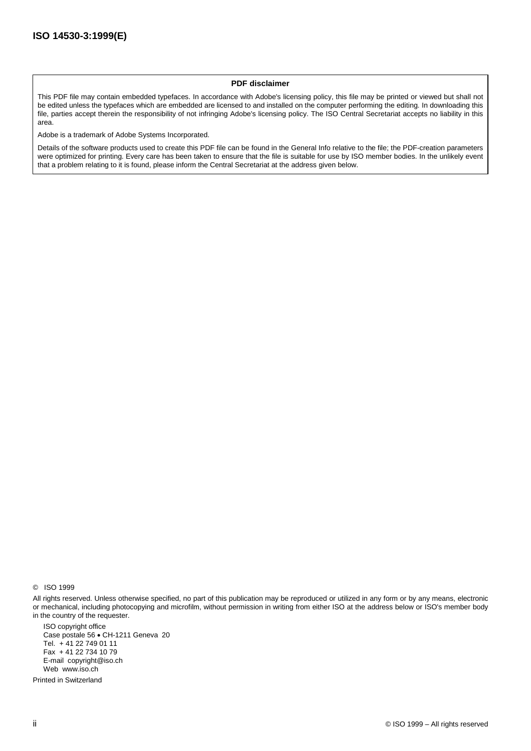**PDF disclaimer**

This PDF file may contain embedded typefaces. In accordance with Adobe's licensing policy, this file may be printed or viewed but shall not be edited unless the typefaces which are embedded are licensed to and installed on the computer performing the editing. In downloading this file, parties accept therein the responsibility of not infringing Adobe's licensing policy. The ISO Central Secretariat accepts no liability in this area.

Adobe is a trademark of Adobe Systems Incorporated.

Details of the software products used to create this PDF file can be found in the General Info relative to the file; the PDF-creation parameters were optimized for printing. Every care has been taken to ensure that the file is suitable for use by ISO member bodies. In the unlikely event that a problem relating to it is found, please inform the Central Secretariat at the address given below.

© ISO 1999

All rights reserved. Unless otherwise specified, no part of this publication may be reproduced or utilized in any form or by any means, electronic or mechanical, including photocopying and microfilm, without permission in writing from either ISO at the address below or ISO's member body in the country of the requester.

ISO copyright office
Case postale 56 • CH-1211 Geneva 20
Tel. + 41 22 749 01 11
Fax + 41 22 734 10 79
E-mail copyright@iso.ch
Web www.iso.ch

Printed in Switzerland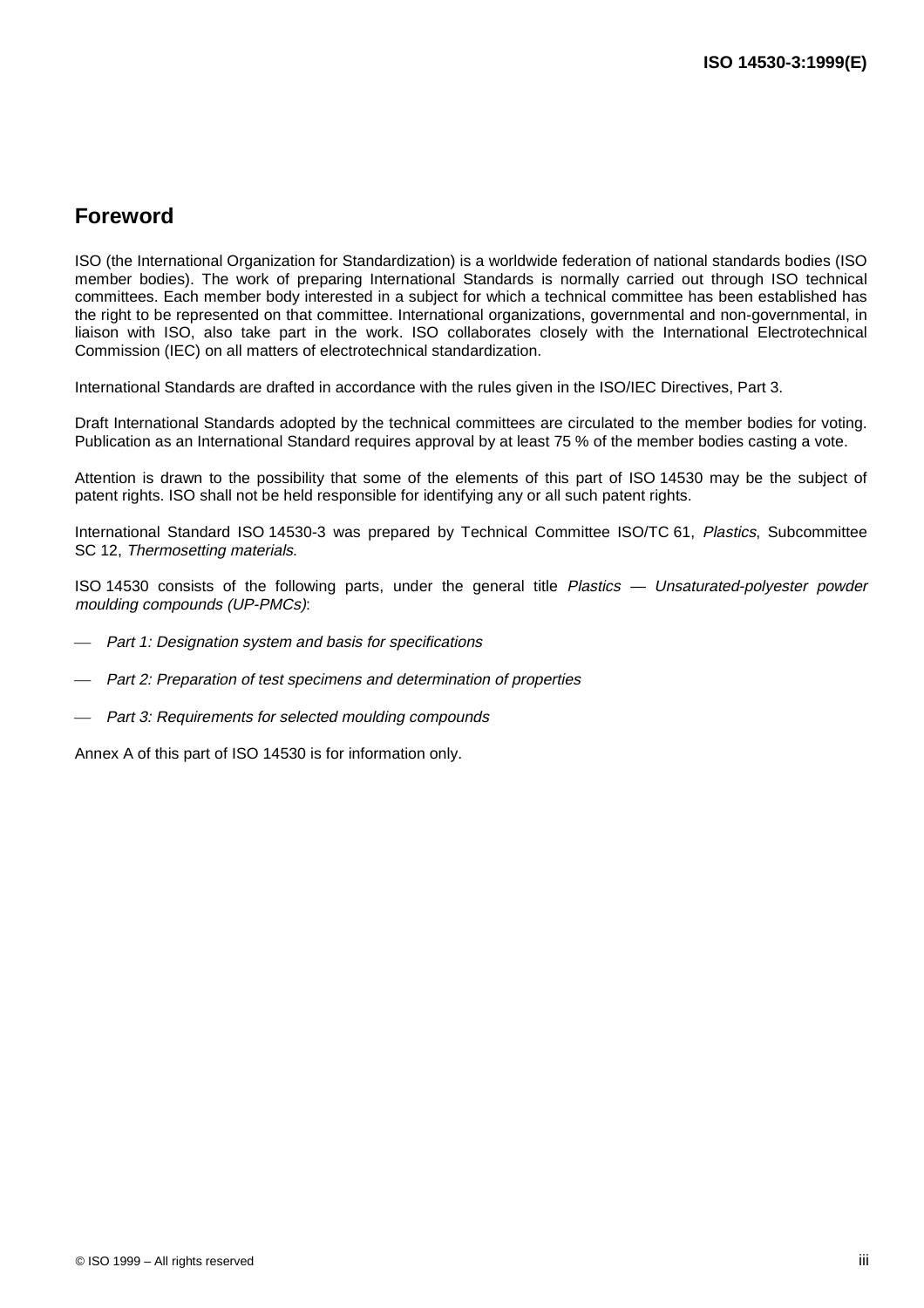## Foreword

ISO (the International Organization for Standardization) is a worldwide federation of national standards bodies (ISO member bodies). The work of preparing International Standards is normally carried out through ISO technical committees. Each member body interested in a subject for which a technical committee has been established has the right to be represented on that committee. International organizations, governmental and non-governmental, in liaison with ISO, also take part in the work. ISO collaborates closely with the International Electrotechnical Commission (IEC) on all matters of electrotechnical standardization.

International Standards are drafted in accordance with the rules given in the ISO/IEC Directives, Part 3.

Draft International Standards adopted by the technical committees are circulated to the member bodies for voting. Publication as an International Standard requires approval by at least 75 % of the member bodies casting a vote.

Attention is drawn to the possibility that some of the elements of this part of ISO 14530 may be the subject of patent rights. ISO shall not be held responsible for identifying any or all such patent rights.

International Standard ISO 14530-3 was prepared by Technical Committee ISO/TC 61, *Plastics*, Subcommittee SC 12, *Thermosetting materials*.

ISO 14530 consists of the following parts, under the general title *Plastics — Unsaturated-polyester powder moulding compounds (UP-PMCs)*:

- *Part 1: Designation system and basis for specifications*
- *Part 2: Preparation of test specimens and determination of properties*
- *Part 3: Requirements for selected moulding compounds*

Annex A of this part of ISO 14530 is for information only.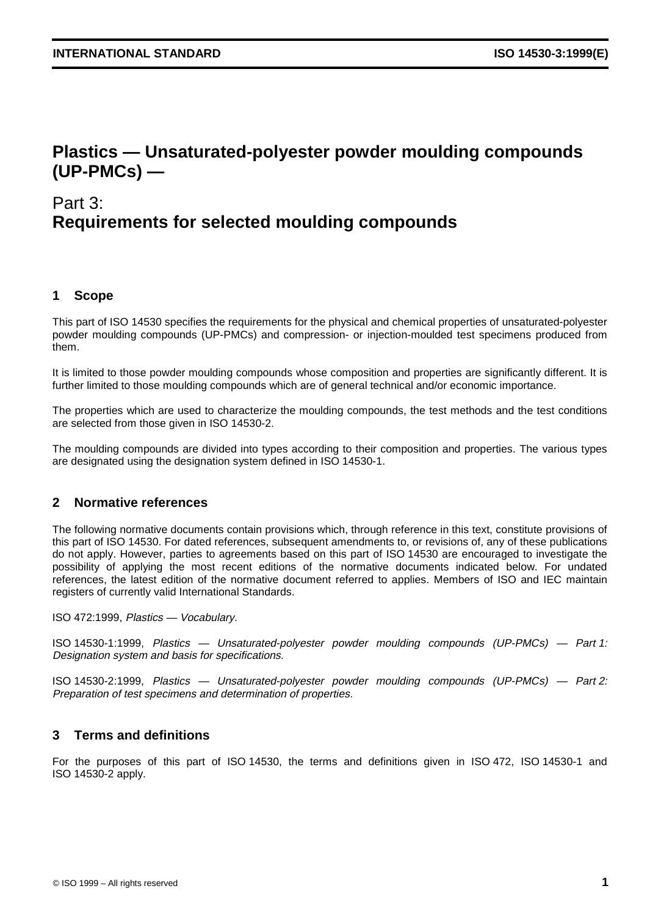# Plastics — Unsaturated-polyester powder moulding compounds (UP-PMCs) —

## Part 3: Requirements for selected moulding compounds

## 1 Scope

This part of ISO 14530 specifies the requirements for the physical and chemical properties of unsaturated-polyester powder moulding compounds (UP-PMCs) and compression- or injection-moulded test specimens produced from them.

It is limited to those powder moulding compounds whose composition and properties are significantly different. It is further limited to those moulding compounds which are of general technical and/or economic importance.

The properties which are used to characterize the moulding compounds, the test methods and the test conditions are selected from those given in ISO 14530-2.

The moulding compounds are divided into types according to their composition and properties. The various types are designated using the designation system defined in ISO 14530-1.

## 2 Normative references

The following normative documents contain provisions which, through reference in this text, constitute provisions of this part of ISO 14530. For dated references, subsequent amendments to, or revisions of, any of these publications do not apply. However, parties to agreements based on this part of ISO 14530 are encouraged to investigate the possibility of applying the most recent editions of the normative documents indicated below. For undated references, the latest edition of the normative document referred to applies. Members of ISO and IEC maintain registers of currently valid International Standards.

ISO 472:1999, *Plastics — Vocabulary.*

ISO 14530-1:1999, *Plastics — Unsaturated-polyester powder moulding compounds (UP-PMCs) — Part 1: Designation system and basis for specifications.*

ISO 14530-2:1999, *Plastics — Unsaturated-polyester powder moulding compounds (UP-PMCs) — Part 2: Preparation of test specimens and determination of properties.*

## 3 Terms and definitions

For the purposes of this part of ISO 14530, the terms and definitions given in ISO 472, ISO 14530-1 and ISO 14530-2 apply.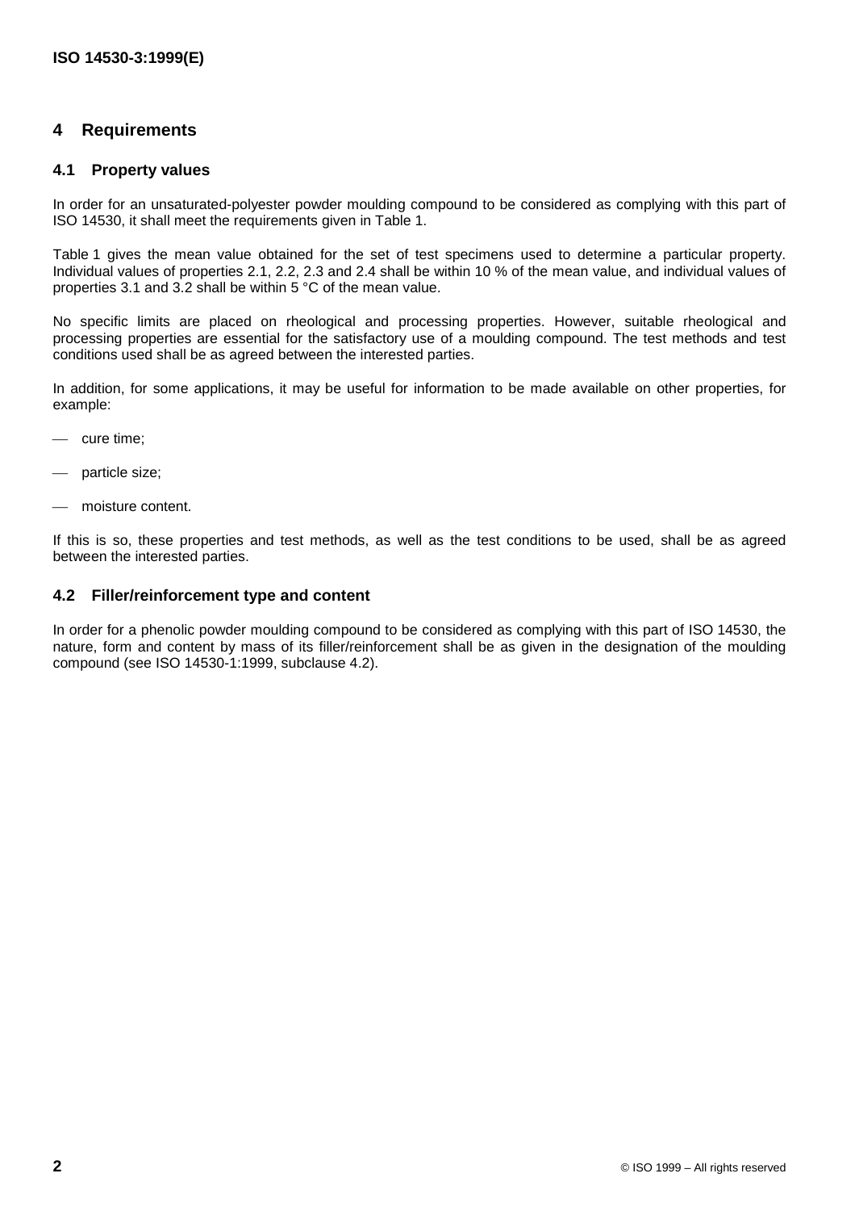## 4 Requirements

### 4.1 Property values

In order for an unsaturated-polyester powder moulding compound to be considered as complying with this part of ISO 14530, it shall meet the requirements given in Table 1.

Table 1 gives the mean value obtained for the set of test specimens used to determine a particular property. Individual values of properties 2.1, 2.2, 2.3 and 2.4 shall be within 10 % of the mean value, and individual values of properties 3.1 and 3.2 shall be within 5 °C of the mean value.

No specific limits are placed on rheological and processing properties. However, suitable rheological and processing properties are essential for the satisfactory use of a moulding compound. The test methods and test conditions used shall be as agreed between the interested parties.

In addition, for some applications, it may be useful for information to be made available on other properties, for example:

- cure time;
- particle size;
- moisture content.

If this is so, these properties and test methods, as well as the test conditions to be used, shall be as agreed between the interested parties.

### 4.2 Filler/reinforcement type and content

In order for a phenolic powder moulding compound to be considered as complying with this part of ISO 14530, the nature, form and content by mass of its filler/reinforcement shall be as given in the designation of the moulding compound (see ISO 14530-1:1999, subclause 4.2).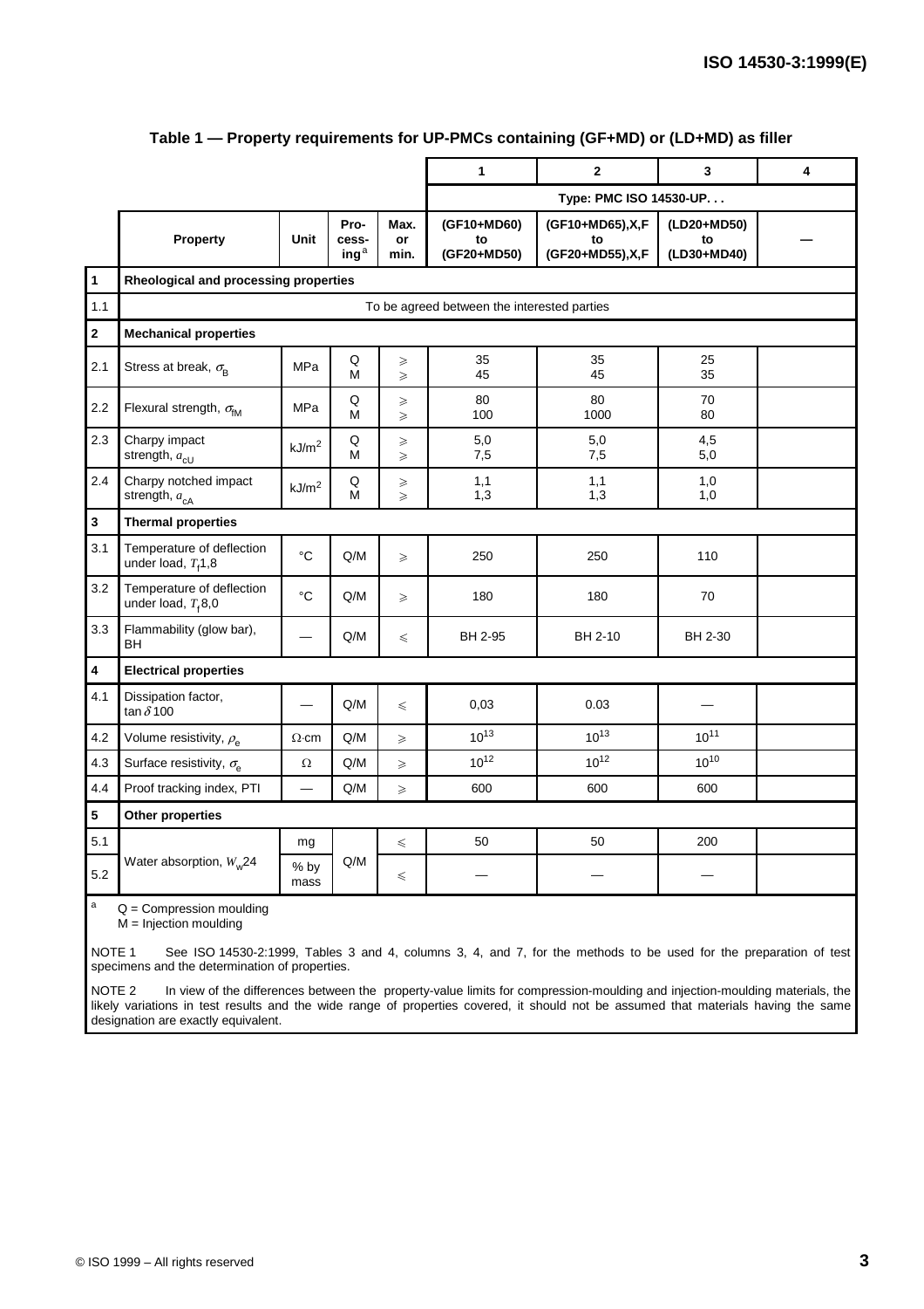**Table 1 — Property requirements for UP-PMCs containing (GF+MD) or (LD+MD) as filler**

| | | | | | 1 | 2 | 3 | 4 |
|---|---|---|---|---|---|---|---|---|
| | | | | | Type: PMC ISO 14530-UP. . . | | | |
| | **Property** | **Unit** | **Pro-cess-ing**[a] | **Max. or min.** | **(GF10+MD60) to (GF20+MD50)** | **(GF10+MD65),X,F to (GF20+MD55),X,F** | **(LD20+MD50) to (LD30+MD40)** | **—** |
| **1** | **Rheological and processing properties** | | | | | | | |
| 1.1 | To be agreed between the interested parties | | | | | | | |
| **2** | **Mechanical properties** | | | | | | | |
| 2.1 | Stress at break, $\sigma_B$ | MPa | Q<br>M | ⩾<br>⩾ | 35<br>45 | 35<br>45 | 25<br>35 | |
| 2.2 | Flexural strength, $\sigma_{fM}$ | MPa | Q<br>M | ⩾<br>⩾ | 80<br>100 | 80<br>1000 | 70<br>80 | |
| 2.3 | Charpy impact strength, $a_{cU}$ | kJ/m$^2$ | Q<br>M | ⩾<br>⩾ | 5,0<br>7,5 | 5,0<br>7,5 | 4,5<br>5,0 | |
| 2.4 | Charpy notched impact strength, $a_{cA}$ | kJ/m$^2$ | Q<br>M | ⩾<br>⩾ | 1,1<br>1,3 | 1,1<br>1,3 | 1,0<br>1,0 | |
| **3** | **Thermal properties** | | | | | | | |
| 3.1 | Temperature of deflection under load, $T_f$1,8 | °C | Q/M | ⩾ | 250 | 250 | 110 | |
| 3.2 | Temperature of deflection under load, $T_f$8,0 | °C | Q/M | ⩾ | 180 | 180 | 70 | |
| 3.3 | Flammability (glow bar), BH | — | Q/M | ⩽ | BH 2-95 | BH 2-10 | BH 2-30 | |
| **4** | **Electrical properties** | | | | | | | |
| 4.1 | Dissipation factor, tan $\delta$100 | — | Q/M | ⩽ | 0,03 | 0.03 | — | |
| 4.2 | Volume resistivity, $\rho_e$ | Ω·cm | Q/M | ⩾ | $10^{13}$ | $10^{13}$ | $10^{11}$ | |
| 4.3 | Surface resistivity, $\sigma_e$ | Ω | Q/M | ⩾ | $10^{12}$ | $10^{12}$ | $10^{10}$ | |
| 4.4 | Proof tracking index, PTI | — | Q/M | ⩾ | 600 | 600 | 600 | |
| **5** | **Other properties** | | | | | | | |
| 5.1 | Water absorption, $W_w$24 | mg | Q/M | ⩽ | 50 | 50 | 200 | |
| 5.2 | | % by mass | | ⩽ | — | — | — | |

[a] Q = Compression moulding
M = Injection moulding

NOTE 1 See ISO 14530-2:1999, Tables 3 and 4, columns 3, 4, and 7, for the methods to be used for the preparation of test specimens and the determination of properties.

NOTE 2 In view of the differences between the property-value limits for compression-moulding and injection-moulding materials, the likely variations in test results and the wide range of properties covered, it should not be assumed that materials having the same designation are exactly equivalent.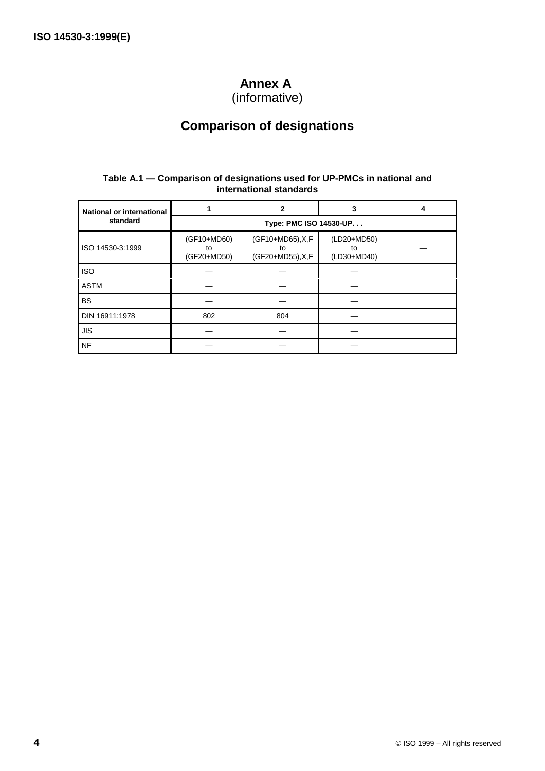# Annex A
(informative)

# Comparison of designations

**Table A.1 — Comparison of designations used for UP-PMCs in national and international standards**

| National or international standard | 1 | 2 | 3 | 4 |
|---|---|---|---|---|
| | Type: PMC ISO 14530-UP. . . | | | |
| ISO 14530-3:1999 | (GF10+MD60) to (GF20+MD50) | (GF10+MD65),X,F to (GF20+MD55),X,F | (LD20+MD50) to (LD30+MD40) | — |
| ISO | — | — | — | |
| ASTM | — | — | — | |
| BS | — | — | — | |
| DIN 16911:1978 | 802 | 804 | — | |
| JIS | — | — | — | |
| NF | — | — | — | |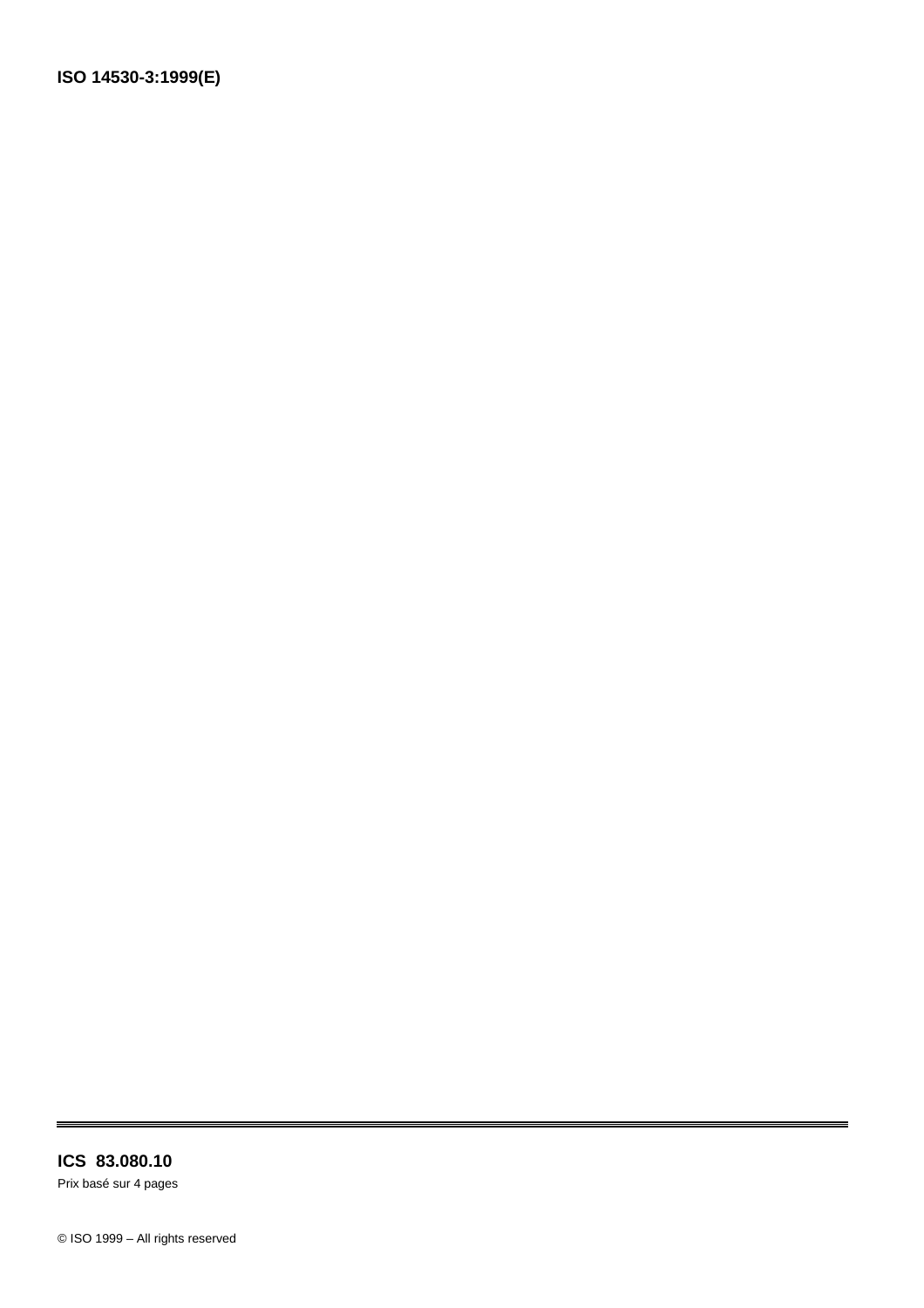**ICS 83.080.10**

Prix basé sur 4 pages

© ISO 1999 – All rights reserved